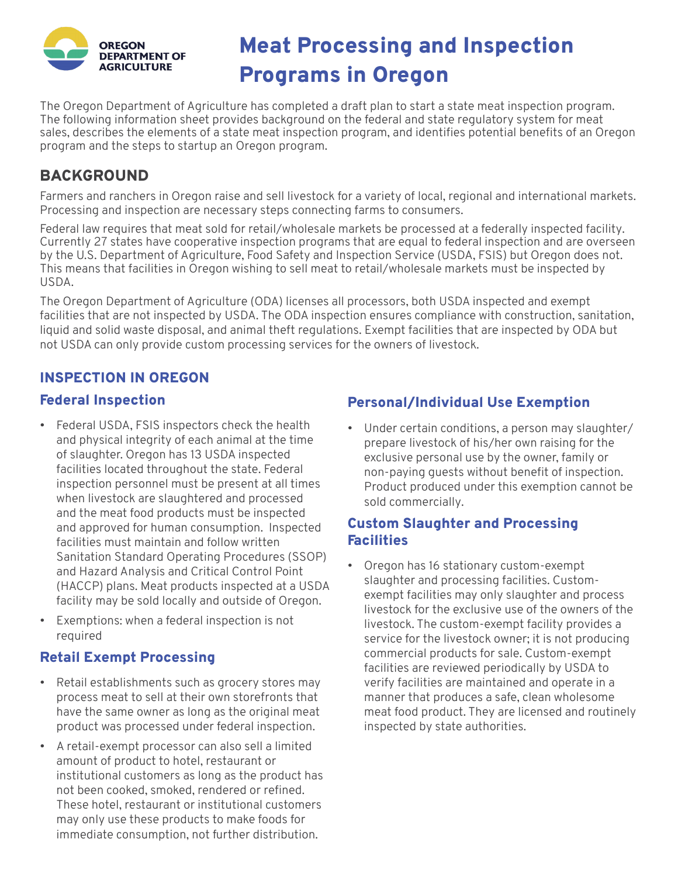# Meat Processing and Inspection Programs in Oregon

The Oregon Department of Agriculture has completed a draft plan to start a state meat inspection program. The following information sheet provides background on the federal and state regulatory system for meat sales, describes the elements of a state meat inspection program, and identifies potential benefits of an Oregon program and the steps to startup an Oregon program.

## BACKGROUND

Farmers and ranchers in Oregon raise and sell livestock for a variety of local, regional and international markets. Processing and inspection are necessary steps connecting farms to consumers.

Federal law requires that meat sold for retail/wholesale markets be processed at a federally inspected facility. Currently 27 states have cooperative inspection programs that are equal to federal inspection and are overseen by the U.S. Department of Agriculture, Food Safety and Inspection Service (USDA, FSIS) but Oregon does not. This means that facilities in Oregon wishing to sell meat to retail/wholesale markets must be inspected by USDA.

The Oregon Department of Agriculture (ODA) licenses all processors, both USDA inspected and exempt facilities that are not inspected by USDA. The ODA inspection ensures compliance with construction, sanitation, liquid and solid waste disposal, and animal theft regulations. Exempt facilities that are inspected by ODA but not USDA can only provide custom processing services for the owners of livestock.

## INSPECTION IN OREGON

### Federal Inspection

- Federal USDA, FSIS inspectors check the health and physical integrity of each animal at the time of slaughter. Oregon has 13 USDA inspected facilities located throughout the state. Federal inspection personnel must be present at all times when livestock are slaughtered and processed and the meat food products must be inspected and approved for human consumption. Inspected facilities must maintain and follow written Sanitation Standard Operating Procedures (SSOP) and Hazard Analysis and Critical Control Point (HACCP) plans. Meat products inspected at a USDA facility may be sold locally and outside of Oregon.
- Exemptions: when a federal inspection is not required

### Retail Exempt Processing

- Retail establishments such as grocery stores may process meat to sell at their own storefronts that have the same owner as long as the original meat product was processed under federal inspection.
- A retail-exempt processor can also sell a limited amount of product to hotel, restaurant or institutional customers as long as the product has not been cooked, smoked, rendered or refined. These hotel, restaurant or institutional customers may only use these products to make foods for immediate consumption, not further distribution.

### Personal/Individual Use Exemption

- Under certain conditions, a person may slaughter/ prepare livestock of his/her own raising for the exclusive personal use by the owner, family or non-paying guests without benefit of inspection. Product produced under this exemption cannot be sold commercially.

### Custom Slaughter and Processing Facilities

- Oregon has 16 stationary custom-exempt slaughter and processing facilities. Custom-exempt facilities may only slaughter and process livestock for the exclusive use of the owners of the livestock. The custom-exempt facility provides a service for the livestock owner; it is not producing commercial products for sale. Custom-exempt facilities are reviewed periodically by USDA to verify facilities are maintained and operate in a manner that produces a safe, clean wholesome meat food product. They are licensed and routinely inspected by state authorities.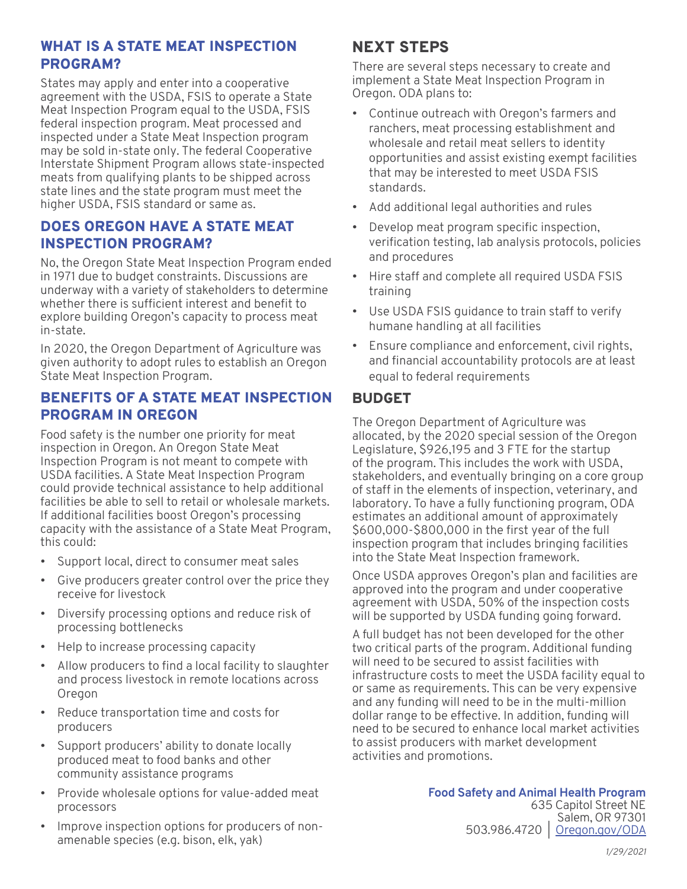## WHAT IS A STATE MEAT INSPECTION PROGRAM?

States may apply and enter into a cooperative agreement with the USDA, FSIS to operate a State Meat Inspection Program equal to the USDA, FSIS federal inspection program. Meat processed and inspected under a State Meat Inspection program may be sold in-state only. The federal Cooperative Interstate Shipment Program allows state-inspected meats from qualifying plants to be shipped across state lines and the state program must meet the higher USDA, FSIS standard or same as.

## DOES OREGON HAVE A STATE MEAT INSPECTION PROGRAM?

No, the Oregon State Meat Inspection Program ended in 1971 due to budget constraints. Discussions are underway with a variety of stakeholders to determine whether there is sufficient interest and benefit to explore building Oregon's capacity to process meat in-state.

In 2020, the Oregon Department of Agriculture was given authority to adopt rules to establish an Oregon State Meat Inspection Program.

## BENEFITS OF A STATE MEAT INSPECTION PROGRAM IN OREGON

Food safety is the number one priority for meat inspection in Oregon. An Oregon State Meat Inspection Program is not meant to compete with USDA facilities. A State Meat Inspection Program could provide technical assistance to help additional facilities be able to sell to retail or wholesale markets. If additional facilities boost Oregon's processing capacity with the assistance of a State Meat Program, this could:

- Support local, direct to consumer meat sales
- Give producers greater control over the price they receive for livestock
- Diversify processing options and reduce risk of processing bottlenecks
- Help to increase processing capacity
- Allow producers to find a local facility to slaughter and process livestock in remote locations across Oregon
- Reduce transportation time and costs for producers
- Support producers' ability to donate locally produced meat to food banks and other community assistance programs
- Provide wholesale options for value-added meat processors
- Improve inspection options for producers of non-amenable species (e.g. bison, elk, yak)

## NEXT STEPS

There are several steps necessary to create and implement a State Meat Inspection Program in Oregon. ODA plans to:

- Continue outreach with Oregon's farmers and ranchers, meat processing establishment and wholesale and retail meat sellers to identity opportunities and assist existing exempt facilities that may be interested to meet USDA FSIS standards.
- Add additional legal authorities and rules
- Develop meat program specific inspection, verification testing, lab analysis protocols, policies and procedures
- Hire staff and complete all required USDA FSIS training
- Use USDA FSIS guidance to train staff to verify humane handling at all facilities
- Ensure compliance and enforcement, civil rights, and financial accountability protocols are at least equal to federal requirements

## BUDGET

The Oregon Department of Agriculture was allocated, by the 2020 special session of the Oregon Legislature, $926,195 and 3 FTE for the startup of the program. This includes the work with USDA, stakeholders, and eventually bringing on a core group of staff in the elements of inspection, veterinary, and laboratory. To have a fully functioning program, ODA estimates an additional amount of approximately $600,000-$800,000 in the first year of the full inspection program that includes bringing facilities into the State Meat Inspection framework.

Once USDA approves Oregon's plan and facilities are approved into the program and under cooperative agreement with USDA, 50% of the inspection costs will be supported by USDA funding going forward.

A full budget has not been developed for the other two critical parts of the program. Additional funding will need to be secured to assist facilities with infrastructure costs to meet the USDA facility equal to or same as requirements. This can be very expensive and any funding will need to be in the multi-million dollar range to be effective. In addition, funding will need to be secured to enhance local market activities to assist producers with market development activities and promotions.

**Food Safety and Animal Health Program**
635 Capitol Street NE
Salem, OR 97301
503.986.4720 | Oregon.gov/ODA

*1/29/2021*